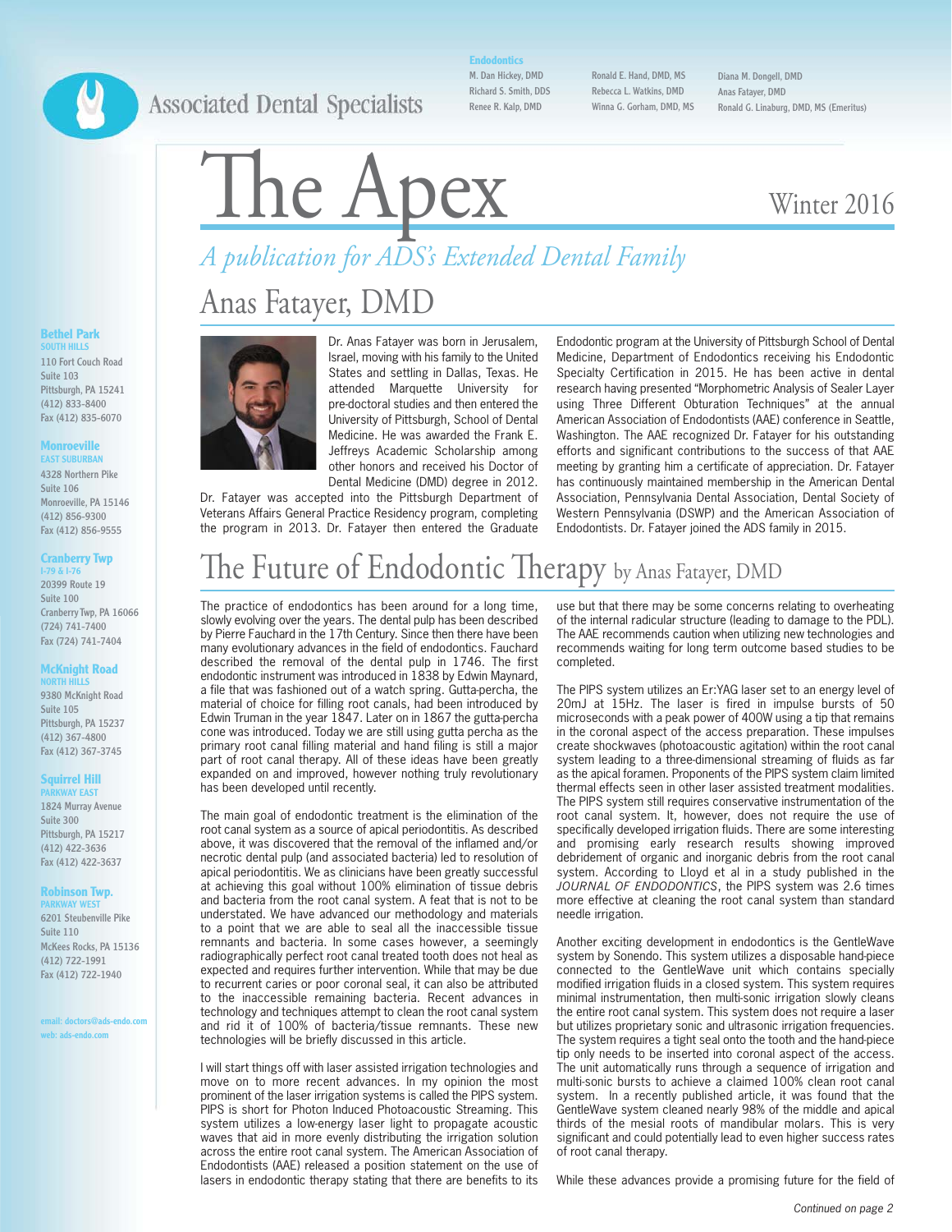Associated Dental Specialists

**Endodontics**

M. Dan Hickey, DMD
Richard S. Smith, DDS
Renee R. Kalp, DMD
Ronald E. Hand, DMD, MS
Rebecca L. Watkins, DMD
Winna G. Gorham, DMD, MS
Diana M. Dongell, DMD
Anas Fatayer, DMD
Ronald G. Linaburg, DMD, MS (Emeritus)

# The Apex

Winter 2016

*A publication for ADS's Extended Dental Family*

## Anas Fatayer, DMD

Dr. Anas Fatayer was born in Jerusalem, Israel, moving with his family to the United States and settling in Dallas, Texas. He attended Marquette University for pre-doctoral studies and then entered the University of Pittsburgh, School of Dental Medicine. He was awarded the Frank E. Jeffreys Academic Scholarship among other honors and received his Doctor of Dental Medicine (DMD) degree in 2012. Dr. Fatayer was accepted into the Pittsburgh Department of Veterans Affairs General Practice Residency program, completing the program in 2013. Dr. Fatayer then entered the Graduate Endodontic program at the University of Pittsburgh School of Dental Medicine, Department of Endodontics receiving his Endodontic Specialty Certification in 2015. He has been active in dental research having presented "Morphometric Analysis of Sealer Layer using Three Different Obturation Techniques" at the annual American Association of Endodontists (AAE) conference in Seattle, Washington. The AAE recognized Dr. Fatayer for his outstanding efforts and significant contributions to the success of that AAE meeting by granting him a certificate of appreciation. Dr. Fatayer has continuously maintained membership in the American Dental Association, Pennsylvania Dental Association, Dental Society of Western Pennsylvania (DSWP) and the American Association of Endodontists. Dr. Fatayer joined the ADS family in 2015.

## The Future of Endodontic Therapy by Anas Fatayer, DMD

The practice of endodontics has been around for a long time, slowly evolving over the years. The dental pulp has been described by Pierre Fauchard in the 17th Century. Since then there have been many evolutionary advances in the field of endodontics. Fauchard described the removal of the dental pulp in 1746. The first endodontic instrument was introduced in 1838 by Edwin Maynard, a file that was fashioned out of a watch spring. Gutta-percha, the material of choice for filling root canals, had been introduced by Edwin Truman in the year 1847. Later on in 1867 the gutta-percha cone was introduced. Today we are still using gutta percha as the primary root canal filling material and hand filing is still a major part of root canal therapy. All of these ideas have been greatly expanded on and improved, however nothing truly revolutionary has been developed until recently.

The main goal of endodontic treatment is the elimination of the root canal system as a source of apical periodontitis. As described above, it was discovered that the removal of the inflamed and/or necrotic dental pulp (and associated bacteria) led to resolution of apical periodontitis. We as clinicians have been greatly successful at achieving this goal without 100% elimination of tissue debris and bacteria from the root canal system. A feat that is not to be understated. We have advanced our methodology and materials to a point that we are able to seal all the inaccessible tissue remnants and bacteria. In some cases however, a seemingly radiographically perfect root canal treated tooth does not heal as expected and requires further intervention. While that may be due to recurrent caries or poor coronal seal, it can also be attributed to the inaccessible remaining bacteria. Recent advances in technology and techniques attempt to clean the root canal system and rid it of 100% of bacteria/tissue remnants. These new technologies will be briefly discussed in this article.

I will start things off with laser assisted irrigation technologies and move on to more recent advances. In my opinion the most prominent of the laser irrigation systems is called the PIPS system. PIPS is short for Photon Induced Photoacoustic Streaming. This system utilizes a low-energy laser light to propagate acoustic waves that aid in more evenly distributing the irrigation solution across the entire root canal system. The American Association of Endodontists (AAE) released a position statement on the use of lasers in endodontic therapy stating that there are benefits to its use but that there may be some concerns relating to overheating of the internal radicular structure (leading to damage to the PDL). The AAE recommends caution when utilizing new technologies and recommends waiting for long term outcome based studies to be completed.

The PIPS system utilizes an Er:YAG laser set to an energy level of 20mJ at 15Hz. The laser is fired in impulse bursts of 50 microseconds with a peak power of 400W using a tip that remains in the coronal aspect of the access preparation. These impulses create shockwaves (photoacoustic agitation) within the root canal system leading to a three-dimensional streaming of fluids as far as the apical foramen. Proponents of the PIPS system claim limited thermal effects seen in other laser assisted treatment modalities. The PIPS system still requires conservative instrumentation of the root canal system. It, however, does not require the use of specifically developed irrigation fluids. There are some interesting and promising early research results showing improved debridement of organic and inorganic debris from the root canal system. According to Lloyd et al in a study published in the *JOURNAL OF ENDODONTICS*, the PIPS system was 2.6 times more effective at cleaning the root canal system than standard needle irrigation.

Another exciting development in endodontics is the GentleWave system by Sonendo. This system utilizes a disposable hand-piece connected to the GentleWave unit which contains specially modified irrigation fluids in a closed system. This system requires minimal instrumentation, then multi-sonic irrigation slowly cleans the entire root canal system. This system does not require a laser but utilizes proprietary sonic and ultrasonic irrigation frequencies. The system requires a tight seal onto the tooth and the hand-piece tip only needs to be inserted into coronal aspect of the access. The unit automatically runs through a sequence of irrigation and multi-sonic bursts to achieve a claimed 100% clean root canal system. In a recently published article, it was found that the GentleWave system cleaned nearly 98% of the middle and apical thirds of the mesial roots of mandibular molars. This is very significant and could potentially lead to even higher success rates of root canal therapy.

While these advances provide a promising future for the field of

*Continued on page 2*

**Bethel Park**
SOUTH HILLS
110 Fort Couch Road
Suite 103
Pittsburgh, PA 15241
(412) 833-8400
Fax (412) 835-6070

**Monroeville**
EAST SUBURBAN
4328 Northern Pike
Suite 106
Monroeville, PA 15146
(412) 856-9300
Fax (412) 856-9555

**Cranberry Twp**
I-79 & I-76
20399 Route 19
Suite 100
Cranberry Twp, PA 16066
(724) 741-7400
Fax (724) 741-7404

**McKnight Road**
NORTH HILLS
9380 McKnight Road
Suite 105
Pittsburgh, PA 15237
(412) 367-4800
Fax (412) 367-3745

**Squirrel Hill**
PARKWAY EAST
1824 Murray Avenue
Suite 300
Pittsburgh, PA 15217
(412) 422-3636
Fax (412) 422-3637

**Robinson Twp.**
PARKWAY WEST
6201 Steubenville Pike
Suite 110
McKees Rocks, PA 15136
(412) 722-1991
Fax (412) 722-1940

email: doctors@ads-endo.com
web: ads-endo.com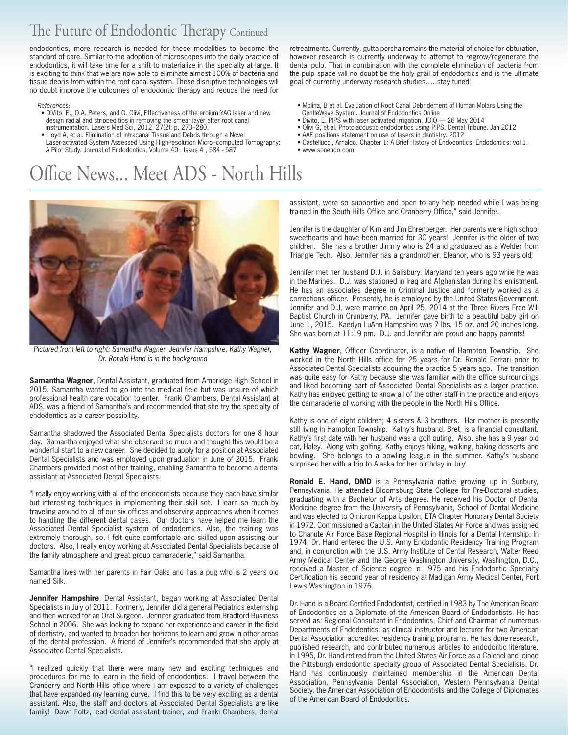## The Future of Endodontic Therapy Continued

endodontics, more research is needed for these modalities to become the standard of care. Similar to the adoption of microscopes into the daily practice of endodontics, it will take time for a shift to materialize in the specialty at large. It is exciting to think that we are now able to eliminate almost 100% of bacteria and tissue debris from within the root canal system. These disruptive technologies will no doubt improve the outcomes of endodontic therapy and reduce the need for retreatments. Currently, gutta percha remains the material of choice for obturation, however research is currently underway to attempt to regrow/regenerate the dental pulp. That in combination with the complete elimination of bacteria from the pulp space will no doubt be the holy grail of endodontics and is the ultimate goal of currently underway research studies.....stay tuned!

*References:*

- DiVito, E., O.A. Peters, and G. Olivi, Effectiveness of the erbium:YAG laser and new design radial and stripped tips in removing the smear layer after root canal instrumentation. Lasers Med Sci, 2012. 27(2): p. 273–280.
- Lloyd A, et al. Elimination of Intracanal Tissue and Debris through a Novel Laser-activated System Assessed Using High-resolution Micro–computed Tomography: A Pilot Study. Journal of Endodontics, Volume 40 , Issue 4 , 584 - 587
- Molina, B et al. Evaluation of Root Canal Debridement of Human Molars Using the GentleWave System. Journal of Endodontics Online
- Divito, E. PIPS with laser activated irrigation. JDIQ — 26 May 2014
- Olivi G, et al. Photo-acoustic endodontics using PIPS. Dental Tribune. Jan 2012
- AAE positions statement on use of lasers in dentistry. 2012
- Castellucci, Arnaldo. Chapter 1: A Brief History of Endodontics. Endodontics: vol 1.
- www.sonendo.com

# Office News... Meet ADS - North Hills

*Pictured from left to right: Samantha Wagner, Jennifer Hampshire, Kathy Wagner, Dr. Ronald Hand is in the background*

**Samantha Wagner**, Dental Assistant, graduated from Ambridge High School in 2015. Samantha wanted to go into the medical field but was unsure of which professional health care vocation to enter. Franki Chambers, Dental Assistant at ADS, was a friend of Samantha's and recommended that she try the specialty of endodontics as a career possibility.

Samantha shadowed the Associated Dental Specialists doctors for one 8 hour day. Samantha enjoyed what she observed so much and thought this would be a wonderful start to a new career. She decided to apply for a position at Associated Dental Specialists and was employed upon graduation in June of 2015. Franki Chambers provided most of her training, enabling Samantha to become a dental assistant at Associated Dental Specialists.

"I really enjoy working with all of the endodontists because they each have similar but interesting techniques in implementing their skill set. I learn so much by traveling around to all of our six offices and observing approaches when it comes to handling the different dental cases. Our doctors have helped me learn the Associated Dental Specialist system of endodontics. Also, the training was extremely thorough, so, I felt quite comfortable and skilled upon assisting our doctors. Also, I really enjoy working at Associated Dental Specialists because of the family atmosphere and great group camaraderie," said Samantha.

Samantha lives with her parents in Fair Oaks and has a pug who is 2 years old named Silk.

**Jennifer Hampshire**, Dental Assistant, began working at Associated Dental Specialists in July of 2011. Formerly, Jennifer did a general Pediatrics externship and then worked for an Oral Surgeon. Jennifer graduated from Bradford Business School in 2006. She was looking to expand her experience and career in the field of dentistry, and wanted to broaden her horizons to learn and grow in other areas of the dental profession. A friend of Jennifer's recommended that she apply at Associated Dental Specialists.

"I realized quickly that there were many new and exciting techniques and procedures for me to learn in the field of endodontics. I travel between the Cranberry and North Hills office where I am exposed to a variety of challenges that have expanded my learning curve. I find this to be very exciting as a dental assistant. Also, the staff and doctors at Associated Dental Specialists are like family! Dawn Foltz, lead dental assistant trainer, and Franki Chambers, dental assistant, were so supportive and open to any help needed while I was being trained in the South Hills Office and Cranberry Office," said Jennifer.

Jennifer is the daughter of Kim and Jim Ehrenberger. Her parents were high school sweethearts and have been married for 30 years! Jennifer is the older of two children. She has a brother Jimmy who is 24 and graduated as a Welder from Triangle Tech. Also, Jennifer has a grandmother, Eleanor, who is 93 years old!

Jennifer met her husband D.J. in Salisbury, Maryland ten years ago while he was in the Marines. D.J. was stationed in Iraq and Afghanistan during his enlistment. He has an associates degree in Criminal Justice and formerly worked as a corrections officer. Presently, he is employed by the United States Government. Jennifer and D.J. were married on April 25, 2014 at the Three Rivers Free Will Baptist Church in Cranberry, PA. Jennifer gave birth to a beautiful baby girl on June 1, 2015. Kaedyn LuAnn Hampshire was 7 lbs. 15 oz. and 20 inches long. She was born at 11:19 pm. D.J. and Jennifer are proud and happy parents!

**Kathy Wagner**, Officer Coordinator, is a native of Hampton Township. She worked in the North Hills office for 25 years for Dr. Ronald Ferrari prior to Associated Dental Specialists acquiring the practice 5 years ago. The transition was quite easy for Kathy because she was familiar with the office surroundings and liked becoming part of Associated Dental Specialists as a larger practice. Kathy has enjoyed getting to know all of the other staff in the practice and enjoys the camaraderie of working with the people in the North Hills Office.

Kathy is one of eight children; 4 sisters & 3 brothers. Her mother is presently still living in Hampton Township. Kathy's husband, Bret, is a financial consultant. Kathy's first date with her husband was a golf outing. Also, she has a 9 year old cat, Haley. Along with golfing, Kathy enjoys hiking, walking, baking desserts and bowling. She belongs to a bowling league in the summer. Kathy's husband surprised her with a trip to Alaska for her birthday in July!

**Ronald E. Hand, DMD** is a Pennsylvania native growing up in Sunbury, Pennsylvania. He attended Bloomsburg State College for Pre-Doctoral studies, graduating with a Bachelor of Arts degree. He received his Doctor of Dental Medicine degree from the University of Pennsylvania, School of Dental Medicine and was elected to Omicron Kappa Upsilon, ETA Chapter Honorary Dental Society in 1972. Commissioned a Captain in the United States Air Force and was assigned to Chanute Air Force Base Regional Hospital in Illinois for a Dental Internship. In 1974, Dr. Hand entered the U.S. Army Endodontic Residency Training Program and, in conjunction with the U.S. Army Institute of Dental Research, Walter Reed Army Medical Center and the George Washington University, Washington, D.C., received a Master of Science degree in 1975 and his Endodontic Specialty Certification his second year of residency at Madigan Army Medical Center, Fort Lewis Washington in 1976.

Dr. Hand is a Board Certified Endodontist, certified in 1983 by The American Board of Endodontics as a Diplomate of the American Board of Endodontists. He has served as: Regional Consultant in Endodontics, Chief and Chairman of numerous Departments of Endodontics, as clinical instructor and lecturer for two American Dental Association accredited residency training programs. He has done research, published research, and contributed numerous articles to endodontic literature. In 1995, Dr. Hand retired from the United States Air Force as a Colonel and joined the Pittsburgh endodontic specialty group of Associated Dental Specialists. Dr. Hand has continuously maintained membership in the American Dental Association, Pennsylvania Dental Association, Western Pennsylvania Dental Society, the American Association of Endodontists and the College of Diplomates of the American Board of Endodontics.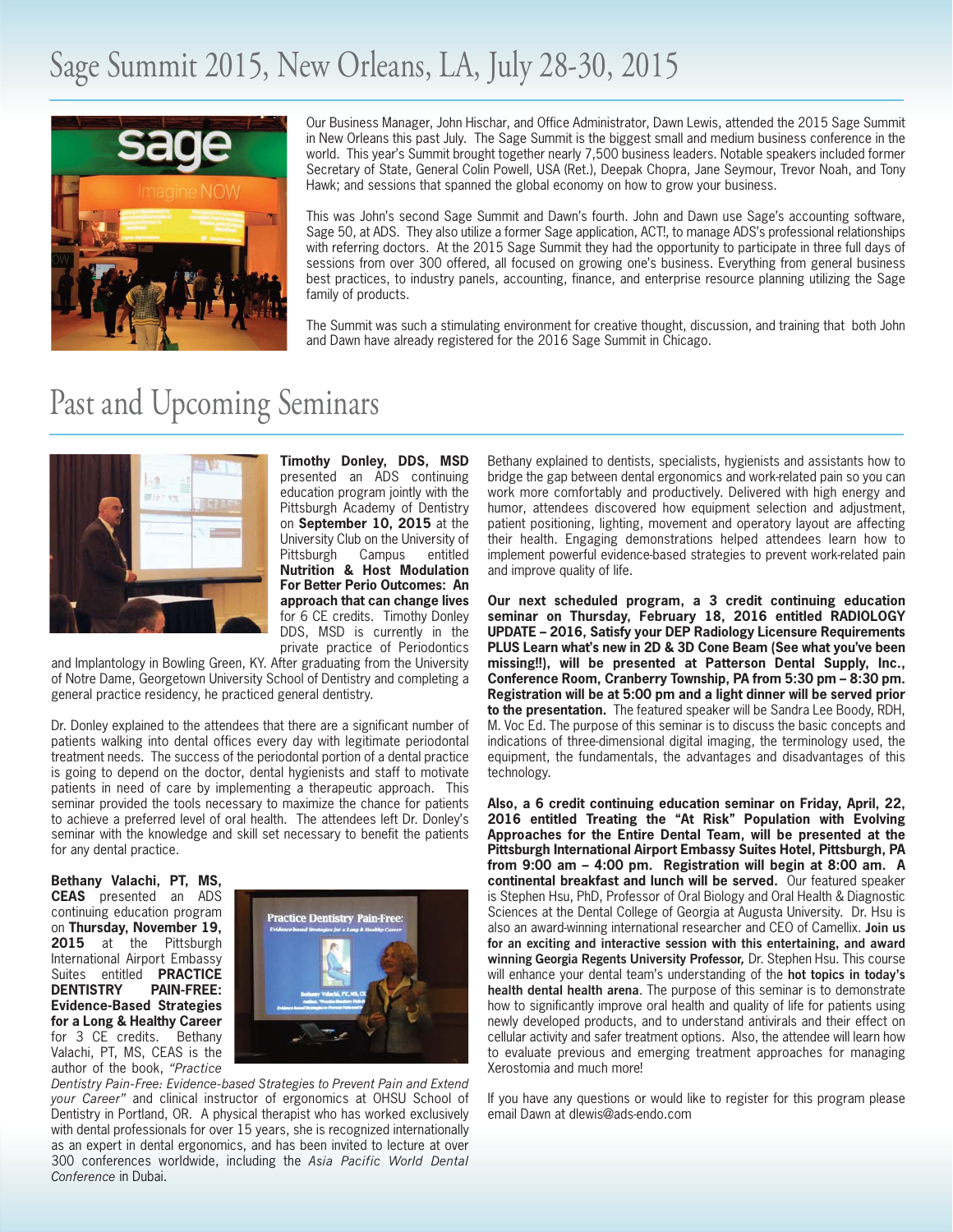# Sage Summit 2015, New Orleans, LA, July 28-30, 2015

Our Business Manager, John Hischar, and Office Administrator, Dawn Lewis, attended the 2015 Sage Summit in New Orleans this past July. The Sage Summit is the biggest small and medium business conference in the world. This year's Summit brought together nearly 7,500 business leaders. Notable speakers included former Secretary of State, General Colin Powell, USA (Ret.), Deepak Chopra, Jane Seymour, Trevor Noah, and Tony Hawk; and sessions that spanned the global economy on how to grow your business.

This was John's second Sage Summit and Dawn's fourth. John and Dawn use Sage's accounting software, Sage 50, at ADS. They also utilize a former Sage application, ACT!, to manage ADS's professional relationships with referring doctors. At the 2015 Sage Summit they had the opportunity to participate in three full days of sessions from over 300 offered, all focused on growing one's business. Everything from general business best practices, to industry panels, accounting, finance, and enterprise resource planning utilizing the Sage family of products.

The Summit was such a stimulating environment for creative thought, discussion, and training that both John and Dawn have already registered for the 2016 Sage Summit in Chicago.

# Past and Upcoming Seminars

**Timothy Donley, DDS, MSD** presented an ADS continuing education program jointly with the Pittsburgh Academy of Dentistry on **September 10, 2015** at the University Club on the University of Pittsburgh Campus entitled **Nutrition & Host Modulation For Better Perio Outcomes: An approach that can change lives** for 6 CE credits. Timothy Donley DDS, MSD is currently in the private practice of Periodontics and Implantology in Bowling Green, KY. After graduating from the University of Notre Dame, Georgetown University School of Dentistry and completing a general practice residency, he practiced general dentistry.

Dr. Donley explained to the attendees that there are a significant number of patients walking into dental offices every day with legitimate periodontal treatment needs. The success of the periodontal portion of a dental practice is going to depend on the doctor, dental hygienists and staff to motivate patients in need of care by implementing a therapeutic approach. This seminar provided the tools necessary to maximize the chance for patients to achieve a preferred level of oral health. The attendees left Dr. Donley's seminar with the knowledge and skill set necessary to benefit the patients for any dental practice.

**Bethany Valachi, PT, MS, CEAS** presented an ADS continuing education program on **Thursday, November 19, 2015** at the Pittsburgh International Airport Embassy Suites entitled **PRACTICE DENTISTRY PAIN-FREE: Evidence-Based Strategies for a Long & Healthy Career** for 3 CE credits. Bethany Valachi, PT, MS, CEAS is the author of the book, *"Practice Dentistry Pain-Free: Evidence-based Strategies to Prevent Pain and Extend your Career"* and clinical instructor of ergonomics at OHSU School of Dentistry in Portland, OR. A physical therapist who has worked exclusively with dental professionals for over 15 years, she is recognized internationally as an expert in dental ergonomics, and has been invited to lecture at over 300 conferences worldwide, including the *Asia Pacific World Dental Conference* in Dubai.

Bethany explained to dentists, specialists, hygienists and assistants how to bridge the gap between dental ergonomics and work-related pain so you can work more comfortably and productively. Delivered with high energy and humor, attendees discovered how equipment selection and adjustment, patient positioning, lighting, movement and operatory layout are affecting their health. Engaging demonstrations helped attendees learn how to implement powerful evidence-based strategies to prevent work-related pain and improve quality of life.

**Our next scheduled program, a 3 credit continuing education seminar on Thursday, February 18, 2016 entitled RADIOLOGY UPDATE – 2016, Satisfy your DEP Radiology Licensure Requirements PLUS Learn what's new in 2D & 3D Cone Beam (See what you've been missing!!), will be presented at Patterson Dental Supply, Inc., Conference Room, Cranberry Township, PA from 5:30 pm – 8:30 pm. Registration will be at 5:00 pm and a light dinner will be served prior to the presentation.** The featured speaker will be Sandra Lee Boody, RDH, M. Voc Ed. The purpose of this seminar is to discuss the basic concepts and indications of three-dimensional digital imaging, the terminology used, the equipment, the fundamentals, the advantages and disadvantages of this technology.

**Also, a 6 credit continuing education seminar on Friday, April, 22, 2016 entitled Treating the "At Risk" Population with Evolving Approaches for the Entire Dental Team, will be presented at the Pittsburgh International Airport Embassy Suites Hotel, Pittsburgh, PA from 9:00 am – 4:00 pm. Registration will begin at 8:00 am. A continental breakfast and lunch will be served.** Our featured speaker is Stephen Hsu, PhD, Professor of Oral Biology and Oral Health & Diagnostic Sciences at the Dental College of Georgia at Augusta University. Dr. Hsu is also an award-winning international researcher and CEO of Camellix. **Join us for an exciting and interactive session with this entertaining, and award winning Georgia Regents University Professor,** Dr. Stephen Hsu. This course will enhance your dental team's understanding of the **hot topics in today's health dental health arena**. The purpose of this seminar is to demonstrate how to significantly improve oral health and quality of life for patients using newly developed products, and to understand antivirals and their effect on cellular activity and safer treatment options. Also, the attendee will learn how to evaluate previous and emerging treatment approaches for managing Xerostomia and much more!

If you have any questions or would like to register for this program please email Dawn at dlewis@ads-endo.com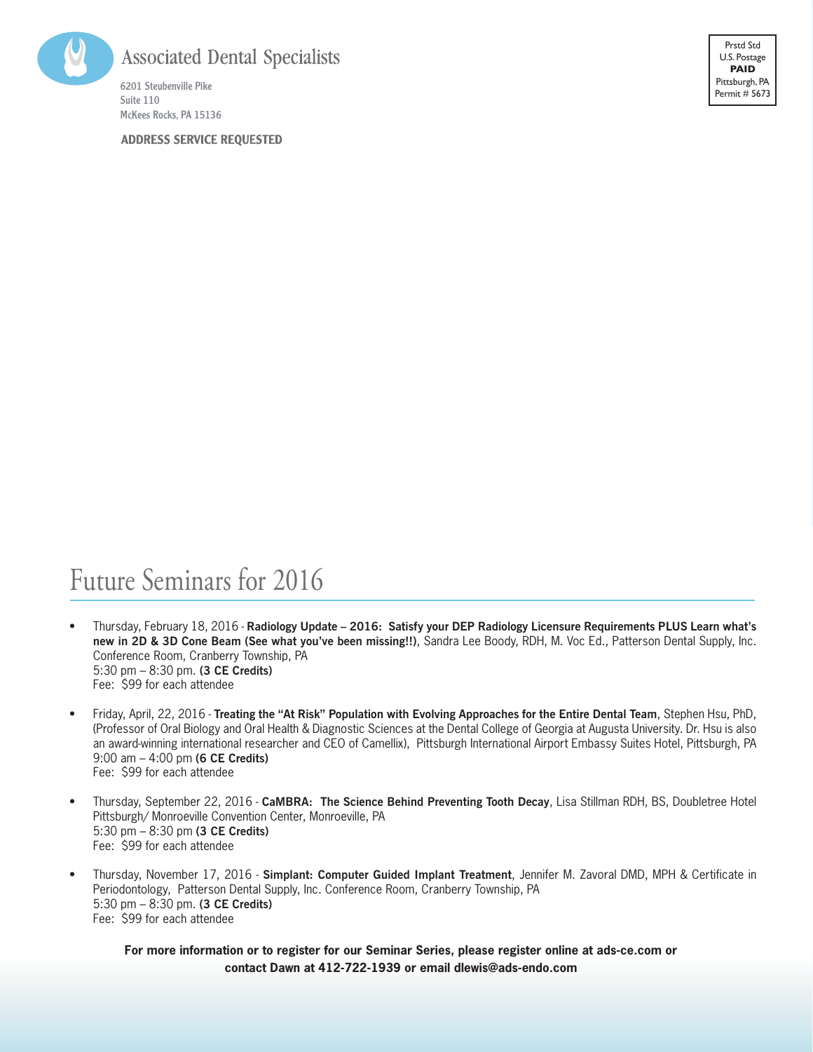Associated Dental Specialists

6201 Steubenville Pike
Suite 110
McKees Rocks, PA 15136

ADDRESS SERVICE REQUESTED

Prstd Std
U.S. Postage
**PAID**
Pittsburgh, PA
Permit # 5673

# Future Seminars for 2016

- Thursday, February 18, 2016 - **Radiology Update – 2016: Satisfy your DEP Radiology Licensure Requirements PLUS Learn what's new in 2D & 3D Cone Beam (See what you've been missing!!)**, Sandra Lee Boody, RDH, M. Voc Ed., Patterson Dental Supply, Inc. Conference Room, Cranberry Township, PA
  5:30 pm – 8:30 pm. **(3 CE Credits)**
  Fee: $99 for each attendee

- Friday, April, 22, 2016 - **Treating the "At Risk" Population with Evolving Approaches for the Entire Dental Team**, Stephen Hsu, PhD, (Professor of Oral Biology and Oral Health & Diagnostic Sciences at the Dental College of Georgia at Augusta University. Dr. Hsu is also an award-winning international researcher and CEO of Camellix), Pittsburgh International Airport Embassy Suites Hotel, Pittsburgh, PA
  9:00 am – 4:00 pm **(6 CE Credits)**
  Fee: $99 for each attendee

- Thursday, September 22, 2016 - **CaMBRA: The Science Behind Preventing Tooth Decay**, Lisa Stillman RDH, BS, Doubletree Hotel Pittsburgh/ Monroeville Convention Center, Monroeville, PA
  5:30 pm – 8:30 pm **(3 CE Credits)**
  Fee: $99 for each attendee

- Thursday, November 17, 2016 - **Simplant: Computer Guided Implant Treatment**, Jennifer M. Zavoral DMD, MPH & Certificate in Periodontology, Patterson Dental Supply, Inc. Conference Room, Cranberry Township, PA
  5:30 pm – 8:30 pm. **(3 CE Credits)**
  Fee: $99 for each attendee

**For more information or to register for our Seminar Series, please register online at ads-ce.com or contact Dawn at 412-722-1939 or email dlewis@ads-endo.com**